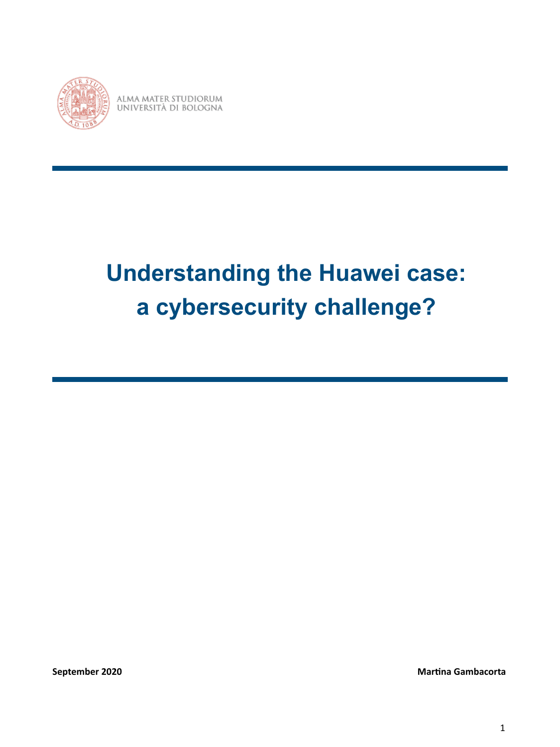ALMA MATER STUDIORUM
UNIVERSITÀ DI BOLOGNA

# Understanding the Huawei case: a cybersecurity challenge?

**September 2020** **Martina Gambacorta**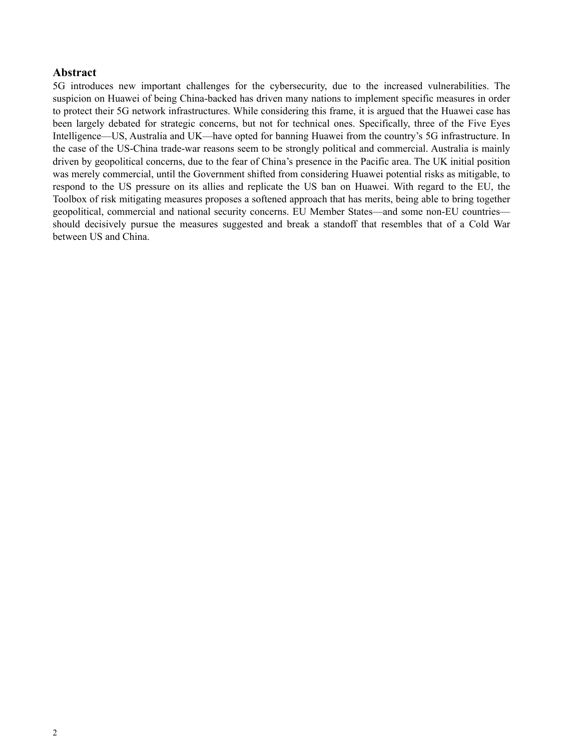## Abstract

5G introduces new important challenges for the cybersecurity, due to the increased vulnerabilities. The suspicion on Huawei of being China-backed has driven many nations to implement specific measures in order to protect their 5G network infrastructures. While considering this frame, it is argued that the Huawei case has been largely debated for strategic concerns, but not for technical ones. Specifically, three of the Five Eyes Intelligence—US, Australia and UK—have opted for banning Huawei from the country's 5G infrastructure. In the case of the US-China trade-war reasons seem to be strongly political and commercial. Australia is mainly driven by geopolitical concerns, due to the fear of China's presence in the Pacific area. The UK initial position was merely commercial, until the Government shifted from considering Huawei potential risks as mitigable, to respond to the US pressure on its allies and replicate the US ban on Huawei. With regard to the EU, the Toolbox of risk mitigating measures proposes a softened approach that has merits, being able to bring together geopolitical, commercial and national security concerns. EU Member States—and some non-EU countries—should decisively pursue the measures suggested and break a standoff that resembles that of a Cold War between US and China.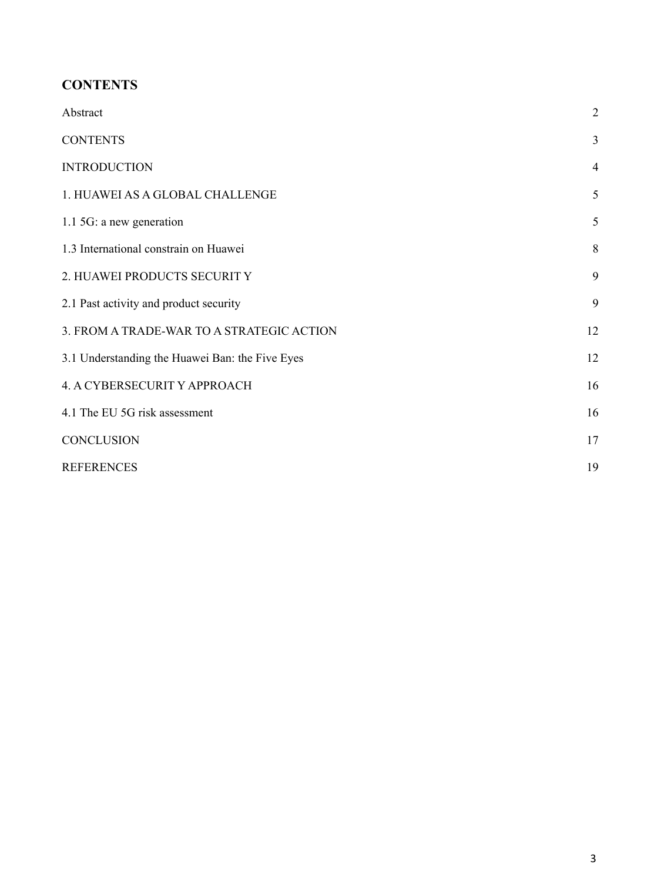## CONTENTS

| | |
|---|---|
| Abstract | 2 |
| CONTENTS | 3 |
| INTRODUCTION | 4 |
| 1. HUAWEI AS A GLOBAL CHALLENGE | 5 |
| 1.1 5G: a new generation | 5 |
| 1.3 International constrain on Huawei | 8 |
| 2. HUAWEI PRODUCTS SECURIT Y | 9 |
| 2.1 Past activity and product security | 9 |
| 3. FROM A TRADE-WAR TO A STRATEGIC ACTION | 12 |
| 3.1 Understanding the Huawei Ban: the Five Eyes | 12 |
| 4. A CYBERSECURIT Y APPROACH | 16 |
| 4.1 The EU 5G risk assessment | 16 |
| CONCLUSION | 17 |
| REFERENCES | 19 |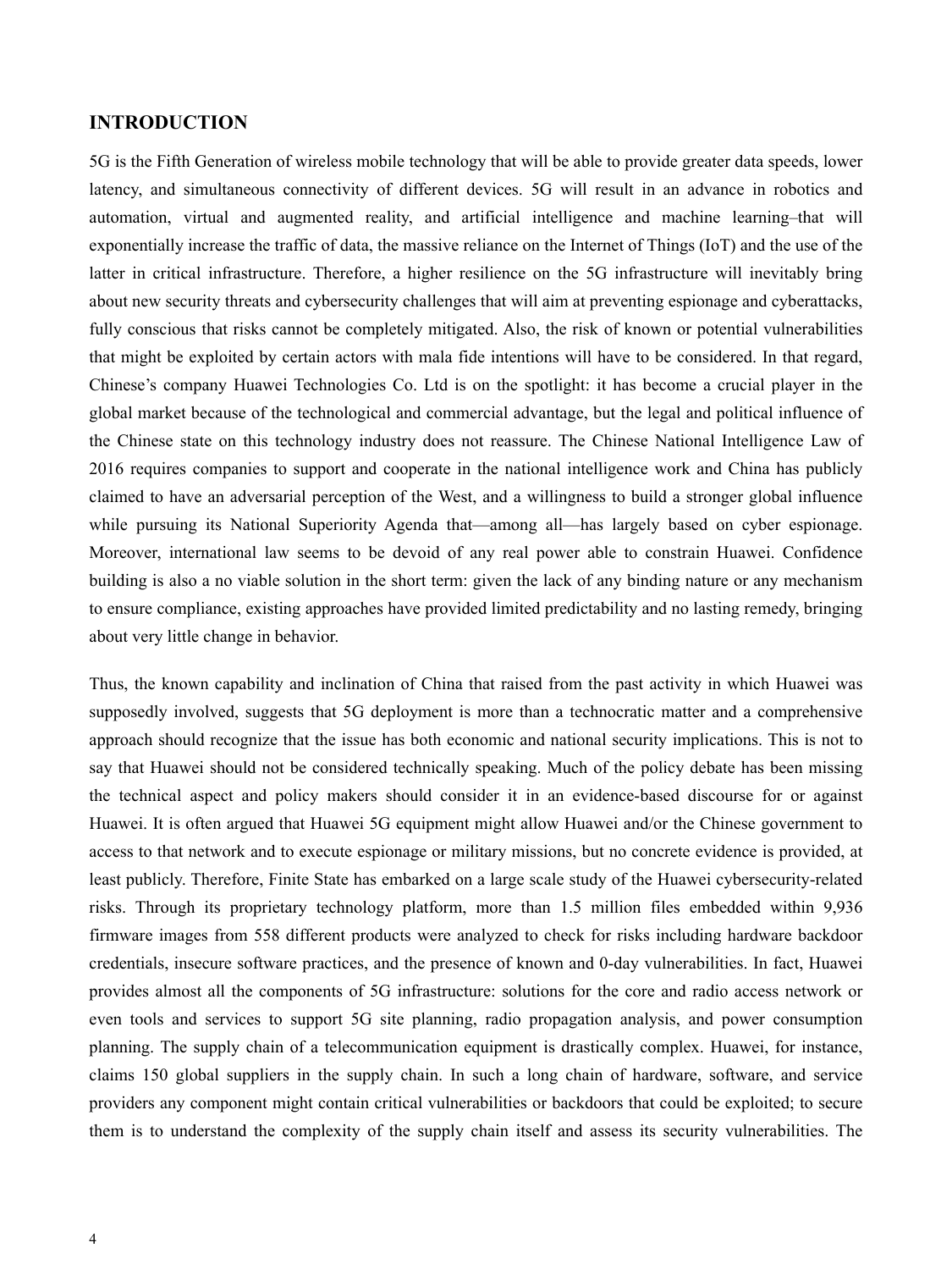## INTRODUCTION

5G is the Fifth Generation of wireless mobile technology that will be able to provide greater data speeds, lower latency, and simultaneous connectivity of different devices. 5G will result in an advance in robotics and automation, virtual and augmented reality, and artificial intelligence and machine learning–that will exponentially increase the traffic of data, the massive reliance on the Internet of Things (IoT) and the use of the latter in critical infrastructure. Therefore, a higher resilience on the 5G infrastructure will inevitably bring about new security threats and cybersecurity challenges that will aim at preventing espionage and cyberattacks, fully conscious that risks cannot be completely mitigated. Also, the risk of known or potential vulnerabilities that might be exploited by certain actors with mala fide intentions will have to be considered. In that regard, Chinese's company Huawei Technologies Co. Ltd is on the spotlight: it has become a crucial player in the global market because of the technological and commercial advantage, but the legal and political influence of the Chinese state on this technology industry does not reassure. The Chinese National Intelligence Law of 2016 requires companies to support and cooperate in the national intelligence work and China has publicly claimed to have an adversarial perception of the West, and a willingness to build a stronger global influence while pursuing its National Superiority Agenda that—among all—has largely based on cyber espionage. Moreover, international law seems to be devoid of any real power able to constrain Huawei. Confidence building is also a no viable solution in the short term: given the lack of any binding nature or any mechanism to ensure compliance, existing approaches have provided limited predictability and no lasting remedy, bringing about very little change in behavior.

Thus, the known capability and inclination of China that raised from the past activity in which Huawei was supposedly involved, suggests that 5G deployment is more than a technocratic matter and a comprehensive approach should recognize that the issue has both economic and national security implications. This is not to say that Huawei should not be considered technically speaking. Much of the policy debate has been missing the technical aspect and policy makers should consider it in an evidence-based discourse for or against Huawei. It is often argued that Huawei 5G equipment might allow Huawei and/or the Chinese government to access to that network and to execute espionage or military missions, but no concrete evidence is provided, at least publicly. Therefore, Finite State has embarked on a large scale study of the Huawei cybersecurity-related risks. Through its proprietary technology platform, more than 1.5 million files embedded within 9,936 firmware images from 558 different products were analyzed to check for risks including hardware backdoor credentials, insecure software practices, and the presence of known and 0-day vulnerabilities. In fact, Huawei provides almost all the components of 5G infrastructure: solutions for the core and radio access network or even tools and services to support 5G site planning, radio propagation analysis, and power consumption planning. The supply chain of a telecommunication equipment is drastically complex. Huawei, for instance, claims 150 global suppliers in the supply chain. In such a long chain of hardware, software, and service providers any component might contain critical vulnerabilities or backdoors that could be exploited; to secure them is to understand the complexity of the supply chain itself and assess its security vulnerabilities. The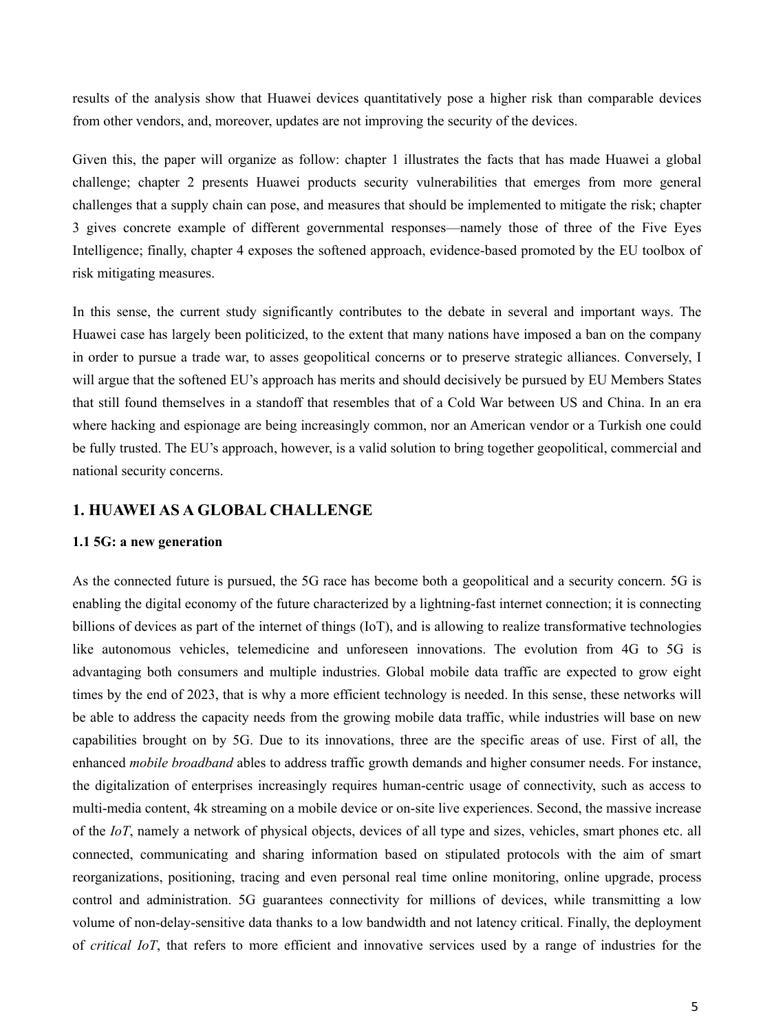results of the analysis show that Huawei devices quantitatively pose a higher risk than comparable devices from other vendors, and, moreover, updates are not improving the security of the devices.

Given this, the paper will organize as follow: chapter 1 illustrates the facts that has made Huawei a global challenge; chapter 2 presents Huawei products security vulnerabilities that emerges from more general challenges that a supply chain can pose, and measures that should be implemented to mitigate the risk; chapter 3 gives concrete example of different governmental responses—namely those of three of the Five Eyes Intelligence; finally, chapter 4 exposes the softened approach, evidence-based promoted by the EU toolbox of risk mitigating measures.

In this sense, the current study significantly contributes to the debate in several and important ways. The Huawei case has largely been politicized, to the extent that many nations have imposed a ban on the company in order to pursue a trade war, to asses geopolitical concerns or to preserve strategic alliances. Conversely, I will argue that the softened EU's approach has merits and should decisively be pursued by EU Members States that still found themselves in a standoff that resembles that of a Cold War between US and China. In an era where hacking and espionage are being increasingly common, nor an American vendor or a Turkish one could be fully trusted. The EU's approach, however, is a valid solution to bring together geopolitical, commercial and national security concerns.

## 1. HUAWEI AS A GLOBAL CHALLENGE

### 1.1 5G: a new generation

As the connected future is pursued, the 5G race has become both a geopolitical and a security concern. 5G is enabling the digital economy of the future characterized by a lightning-fast internet connection; it is connecting billions of devices as part of the internet of things (IoT), and is allowing to realize transformative technologies like autonomous vehicles, telemedicine and unforeseen innovations. The evolution from 4G to 5G is advantaging both consumers and multiple industries. Global mobile data traffic are expected to grow eight times by the end of 2023, that is why a more efficient technology is needed. In this sense, these networks will be able to address the capacity needs from the growing mobile data traffic, while industries will base on new capabilities brought on by 5G. Due to its innovations, three are the specific areas of use. First of all, the enhanced *mobile broadband* ables to address traffic growth demands and higher consumer needs. For instance, the digitalization of enterprises increasingly requires human-centric usage of connectivity, such as access to multi-media content, 4k streaming on a mobile device or on-site live experiences. Second, the massive increase of the *IoT*, namely a network of physical objects, devices of all type and sizes, vehicles, smart phones etc. all connected, communicating and sharing information based on stipulated protocols with the aim of smart reorganizations, positioning, tracing and even personal real time online monitoring, online upgrade, process control and administration. 5G guarantees connectivity for millions of devices, while transmitting a low volume of non-delay-sensitive data thanks to a low bandwidth and not latency critical. Finally, the deployment of *critical IoT*, that refers to more efficient and innovative services used by a range of industries for the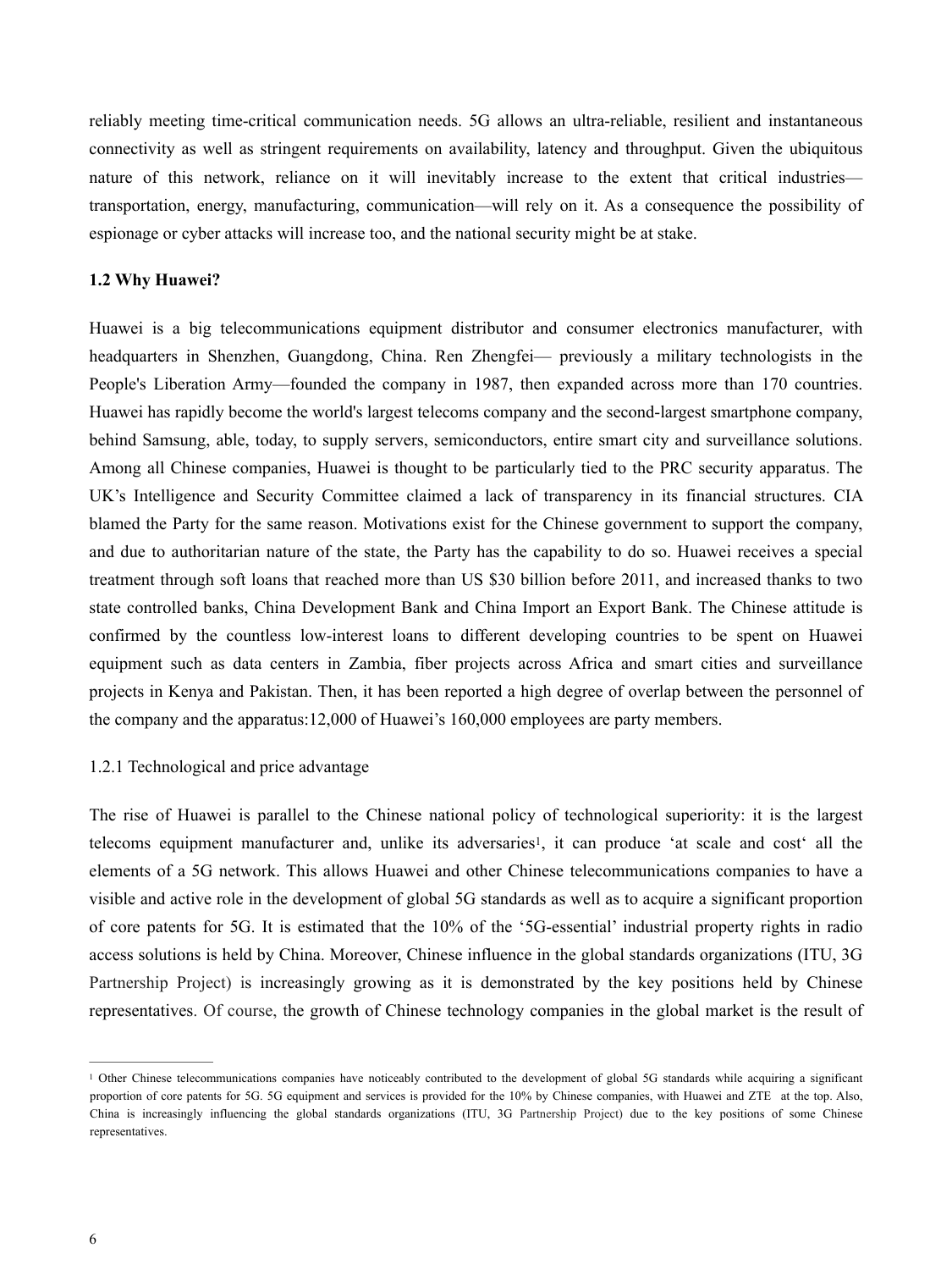reliably meeting time-critical communication needs. 5G allows an ultra-reliable, resilient and instantaneous connectivity as well as stringent requirements on availability, latency and throughput. Given the ubiquitous nature of this network, reliance on it will inevitably increase to the extent that critical industries—transportation, energy, manufacturing, communication—will rely on it. As a consequence the possibility of espionage or cyber attacks will increase too, and the national security might be at stake.

**1.2 Why Huawei?**

Huawei is a big telecommunications equipment distributor and consumer electronics manufacturer, with headquarters in Shenzhen, Guangdong, China. Ren Zhengfei— previously a military technologists in the People's Liberation Army—founded the company in 1987, then expanded across more than 170 countries. Huawei has rapidly become the world's largest telecoms company and the second-largest smartphone company, behind Samsung, able, today, to supply servers, semiconductors, entire smart city and surveillance solutions. Among all Chinese companies, Huawei is thought to be particularly tied to the PRC security apparatus. The UK's Intelligence and Security Committee claimed a lack of transparency in its financial structures. CIA blamed the Party for the same reason. Motivations exist for the Chinese government to support the company, and due to authoritarian nature of the state, the Party has the capability to do so. Huawei receives a special treatment through soft loans that reached more than US $30 billion before 2011, and increased thanks to two state controlled banks, China Development Bank and China Import an Export Bank. The Chinese attitude is confirmed by the countless low-interest loans to different developing countries to be spent on Huawei equipment such as data centers in Zambia, fiber projects across Africa and smart cities and surveillance projects in Kenya and Pakistan. Then, it has been reported a high degree of overlap between the personnel of the company and the apparatus:12,000 of Huawei's 160,000 employees are party members.

1.2.1 Technological and price advantage

The rise of Huawei is parallel to the Chinese national policy of technological superiority: it is the largest telecoms equipment manufacturer and, unlike its adversaries[1], it can produce 'at scale and cost' all the elements of a 5G network. This allows Huawei and other Chinese telecommunications companies to have a visible and active role in the development of global 5G standards as well as to acquire a significant proportion of core patents for 5G. It is estimated that the 10% of the '5G-essential' industrial property rights in radio access solutions is held by China. Moreover, Chinese influence in the global standards organizations (ITU, 3G Partnership Project) is increasingly growing as it is demonstrated by the key positions held by Chinese representatives. Of course, the growth of Chinese technology companies in the global market is the result of

---

[1] Other Chinese telecommunications companies have noticeably contributed to the development of global 5G standards while acquiring a significant proportion of core patents for 5G. 5G equipment and services is provided for the 10% by Chinese companies, with Huawei and ZTE at the top. Also, China is increasingly influencing the global standards organizations (ITU, 3G Partnership Project) due to the key positions of some Chinese representatives.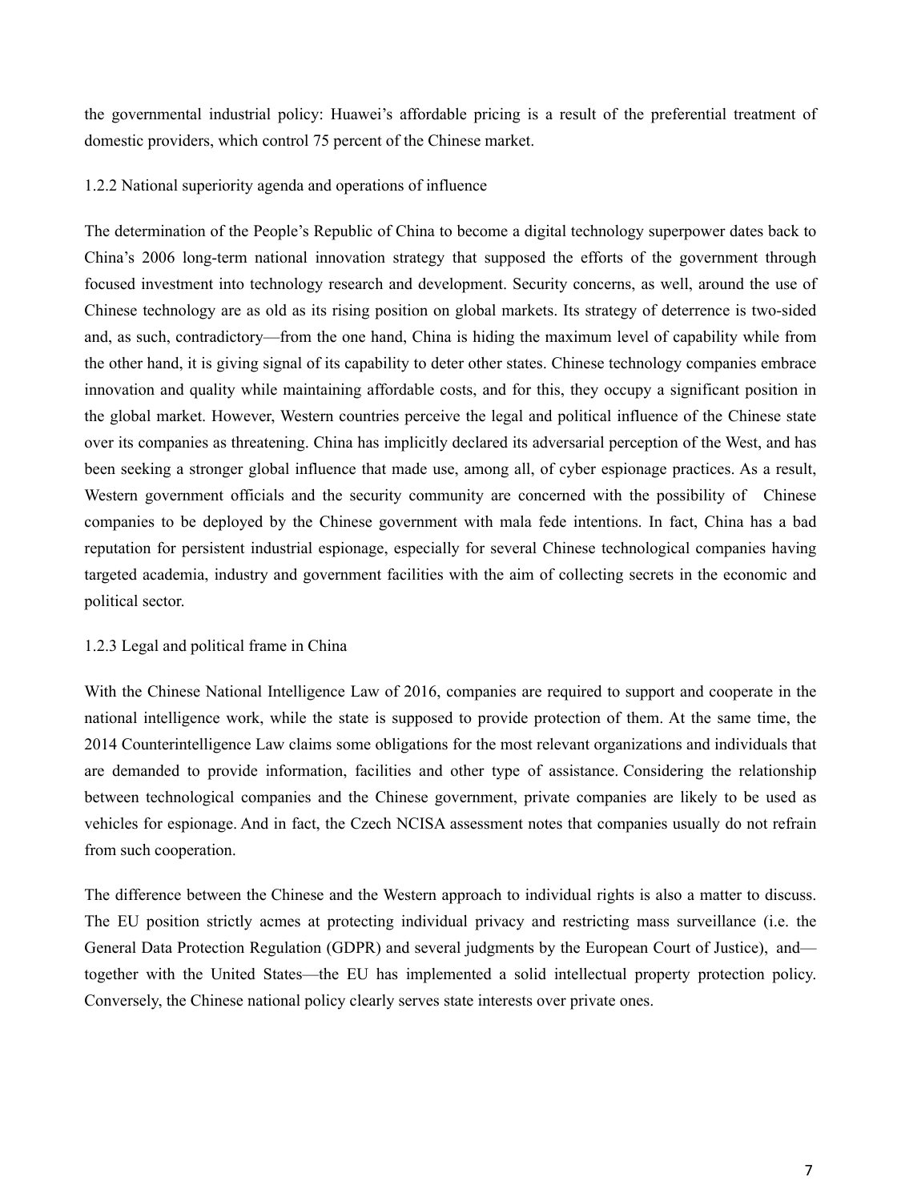the governmental industrial policy: Huawei's affordable pricing is a result of the preferential treatment of domestic providers, which control 75 percent of the Chinese market.

### 1.2.2 National superiority agenda and operations of influence

The determination of the People's Republic of China to become a digital technology superpower dates back to China's 2006 long-term national innovation strategy that supposed the efforts of the government through focused investment into technology research and development. Security concerns, as well, around the use of Chinese technology are as old as its rising position on global markets. Its strategy of deterrence is two-sided and, as such, contradictory—from the one hand, China is hiding the maximum level of capability while from the other hand, it is giving signal of its capability to deter other states. Chinese technology companies embrace innovation and quality while maintaining affordable costs, and for this, they occupy a significant position in the global market. However, Western countries perceive the legal and political influence of the Chinese state over its companies as threatening. China has implicitly declared its adversarial perception of the West, and has been seeking a stronger global influence that made use, among all, of cyber espionage practices. As a result, Western government officials and the security community are concerned with the possibility of Chinese companies to be deployed by the Chinese government with mala fede intentions. In fact, China has a bad reputation for persistent industrial espionage, especially for several Chinese technological companies having targeted academia, industry and government facilities with the aim of collecting secrets in the economic and political sector.

### 1.2.3 Legal and political frame in China

With the Chinese National Intelligence Law of 2016, companies are required to support and cooperate in the national intelligence work, while the state is supposed to provide protection of them. At the same time, the 2014 Counterintelligence Law claims some obligations for the most relevant organizations and individuals that are demanded to provide information, facilities and other type of assistance. Considering the relationship between technological companies and the Chinese government, private companies are likely to be used as vehicles for espionage. And in fact, the Czech NCISA assessment notes that companies usually do not refrain from such cooperation.

The difference between the Chinese and the Western approach to individual rights is also a matter to discuss. The EU position strictly acmes at protecting individual privacy and restricting mass surveillance (i.e. the General Data Protection Regulation (GDPR) and several judgments by the European Court of Justice), and—together with the United States—the EU has implemented a solid intellectual property protection policy. Conversely, the Chinese national policy clearly serves state interests over private ones.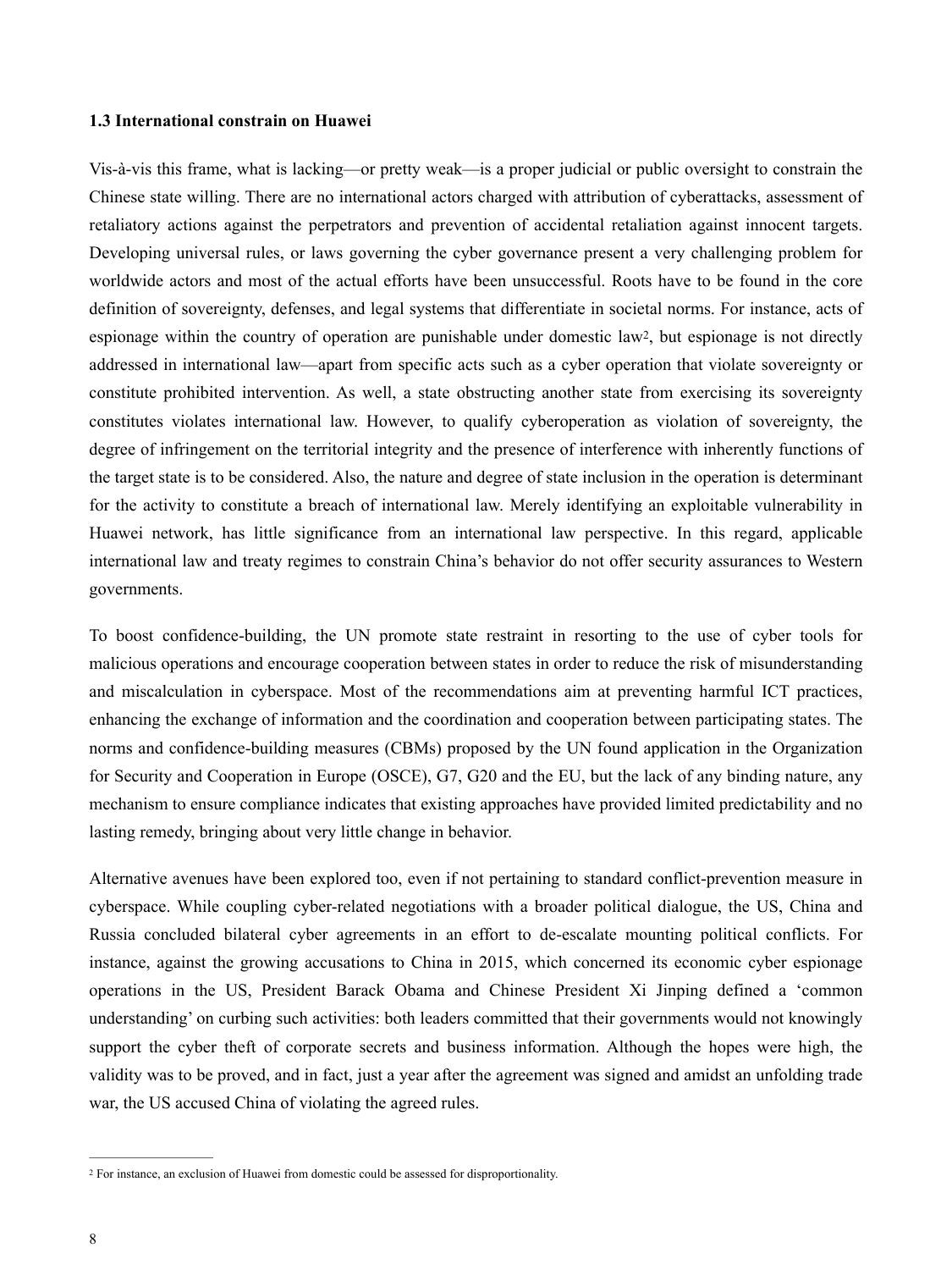### 1.3 International constrain on Huawei

Vis-à-vis this frame, what is lacking—or pretty weak—is a proper judicial or public oversight to constrain the Chinese state willing. There are no international actors charged with attribution of cyberattacks, assessment of retaliatory actions against the perpetrators and prevention of accidental retaliation against innocent targets. Developing universal rules, or laws governing the cyber governance present a very challenging problem for worldwide actors and most of the actual efforts have been unsuccessful. Roots have to be found in the core definition of sovereignty, defenses, and legal systems that differentiate in societal norms. For instance, acts of espionage within the country of operation are punishable under domestic law[2], but espionage is not directly addressed in international law—apart from specific acts such as a cyber operation that violate sovereignty or constitute prohibited intervention. As well, a state obstructing another state from exercising its sovereignty constitutes violates international law. However, to qualify cyberoperation as violation of sovereignty, the degree of infringement on the territorial integrity and the presence of interference with inherently functions of the target state is to be considered. Also, the nature and degree of state inclusion in the operation is determinant for the activity to constitute a breach of international law. Merely identifying an exploitable vulnerability in Huawei network, has little significance from an international law perspective. In this regard, applicable international law and treaty regimes to constrain China's behavior do not offer security assurances to Western governments.

To boost confidence-building, the UN promote state restraint in resorting to the use of cyber tools for malicious operations and encourage cooperation between states in order to reduce the risk of misunderstanding and miscalculation in cyberspace. Most of the recommendations aim at preventing harmful ICT practices, enhancing the exchange of information and the coordination and cooperation between participating states. The norms and confidence-building measures (CBMs) proposed by the UN found application in the Organization for Security and Cooperation in Europe (OSCE), G7, G20 and the EU, but the lack of any binding nature, any mechanism to ensure compliance indicates that existing approaches have provided limited predictability and no lasting remedy, bringing about very little change in behavior.

Alternative avenues have been explored too, even if not pertaining to standard conflict-prevention measure in cyberspace. While coupling cyber-related negotiations with a broader political dialogue, the US, China and Russia concluded bilateral cyber agreements in an effort to de-escalate mounting political conflicts. For instance, against the growing accusations to China in 2015, which concerned its economic cyber espionage operations in the US, President Barack Obama and Chinese President Xi Jinping defined a 'common understanding' on curbing such activities: both leaders committed that their governments would not knowingly support the cyber theft of corporate secrets and business information. Although the hopes were high, the validity was to be proved, and in fact, just a year after the agreement was signed and amidst an unfolding trade war, the US accused China of violating the agreed rules.

---

[2] For instance, an exclusion of Huawei from domestic could be assessed for disproportionality.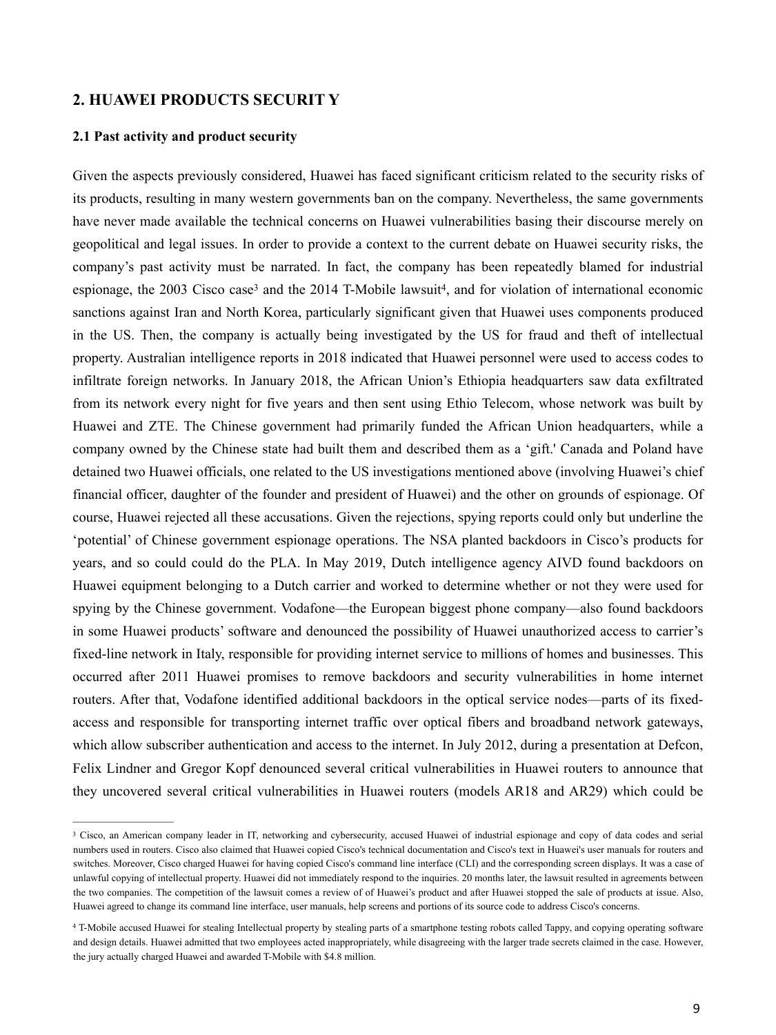## 2. HUAWEI PRODUCTS SECURIT Y

### 2.1 Past activity and product security

Given the aspects previously considered, Huawei has faced significant criticism related to the security risks of its products, resulting in many western governments ban on the company. Nevertheless, the same governments have never made available the technical concerns on Huawei vulnerabilities basing their discourse merely on geopolitical and legal issues. In order to provide a context to the current debate on Huawei security risks, the company's past activity must be narrated. In fact, the company has been repeatedly blamed for industrial espionage, the 2003 Cisco case[3] and the 2014 T-Mobile lawsuit[4], and for violation of international economic sanctions against Iran and North Korea, particularly significant given that Huawei uses components produced in the US. Then, the company is actually being investigated by the US for fraud and theft of intellectual property. Australian intelligence reports in 2018 indicated that Huawei personnel were used to access codes to infiltrate foreign networks. In January 2018, the African Union's Ethiopia headquarters saw data exfiltrated from its network every night for five years and then sent using Ethio Telecom, whose network was built by Huawei and ZTE. The Chinese government had primarily funded the African Union headquarters, while a company owned by the Chinese state had built them and described them as a 'gift.' Canada and Poland have detained two Huawei officials, one related to the US investigations mentioned above (involving Huawei's chief financial officer, daughter of the founder and president of Huawei) and the other on grounds of espionage. Of course, Huawei rejected all these accusations. Given the rejections, spying reports could only but underline the 'potential' of Chinese government espionage operations. The NSA planted backdoors in Cisco's products for years, and so could could do the PLA. In May 2019, Dutch intelligence agency AIVD found backdoors on Huawei equipment belonging to a Dutch carrier and worked to determine whether or not they were used for spying by the Chinese government. Vodafone—the European biggest phone company—also found backdoors in some Huawei products' software and denounced the possibility of Huawei unauthorized access to carrier's fixed-line network in Italy, responsible for providing internet service to millions of homes and businesses. This occurred after 2011 Huawei promises to remove backdoors and security vulnerabilities in home internet routers. After that, Vodafone identified additional backdoors in the optical service nodes—parts of its fixed-access and responsible for transporting internet traffic over optical fibers and broadband network gateways, which allow subscriber authentication and access to the internet. In July 2012, during a presentation at Defcon, Felix Lindner and Gregor Kopf denounced several critical vulnerabilities in Huawei routers to announce that they uncovered several critical vulnerabilities in Huawei routers (models AR18 and AR29) which could be

---

[3] Cisco, an American company leader in IT, networking and cybersecurity, accused Huawei of industrial espionage and copy of data codes and serial numbers used in routers. Cisco also claimed that Huawei copied Cisco's technical documentation and Cisco's text in Huawei's user manuals for routers and switches. Moreover, Cisco charged Huawei for having copied Cisco's command line interface (CLI) and the corresponding screen displays. It was a case of unlawful copying of intellectual property. Huawei did not immediately respond to the inquiries. 20 months later, the lawsuit resulted in agreements between the two companies. The competition of the lawsuit comes a review of of Huawei's product and after Huawei stopped the sale of products at issue. Also, Huawei agreed to change its command line interface, user manuals, help screens and portions of its source code to address Cisco's concerns.

[4] T-Mobile accused Huawei for stealing Intellectual property by stealing parts of a smartphone testing robots called Tappy, and copying operating software and design details. Huawei admitted that two employees acted inappropriately, while disagreeing with the larger trade secrets claimed in the case. However, the jury actually charged Huawei and awarded T-Mobile with $4.8 million.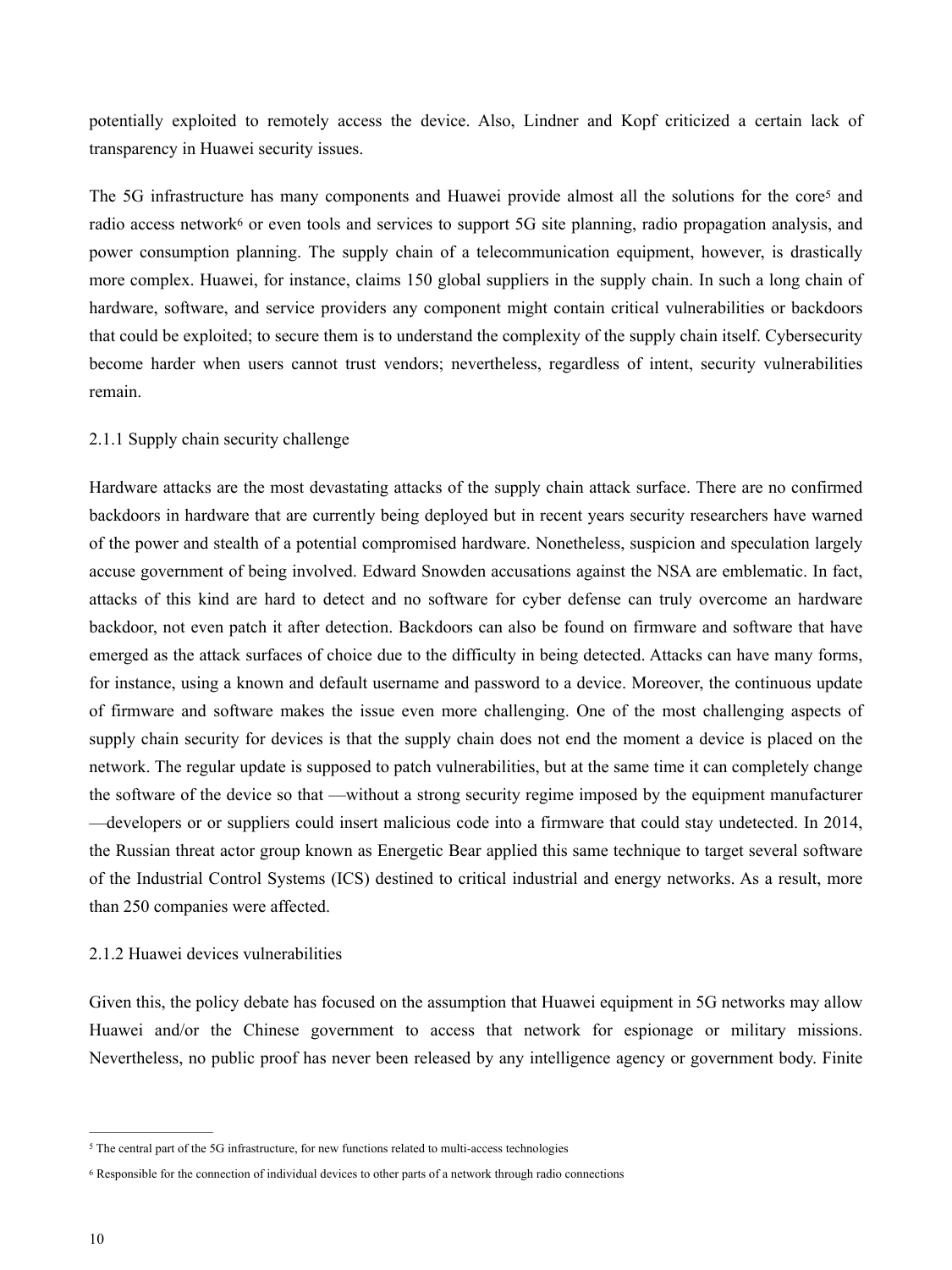potentially exploited to remotely access the device. Also, Lindner and Kopf criticized a certain lack of transparency in Huawei security issues.

The 5G infrastructure has many components and Huawei provide almost all the solutions for the core[5] and radio access network[6] or even tools and services to support 5G site planning, radio propagation analysis, and power consumption planning. The supply chain of a telecommunication equipment, however, is drastically more complex. Huawei, for instance, claims 150 global suppliers in the supply chain. In such a long chain of hardware, software, and service providers any component might contain critical vulnerabilities or backdoors that could be exploited; to secure them is to understand the complexity of the supply chain itself. Cybersecurity become harder when users cannot trust vendors; nevertheless, regardless of intent, security vulnerabilities remain.

### 2.1.1 Supply chain security challenge

Hardware attacks are the most devastating attacks of the supply chain attack surface. There are no confirmed backdoors in hardware that are currently being deployed but in recent years security researchers have warned of the power and stealth of a potential compromised hardware. Nonetheless, suspicion and speculation largely accuse government of being involved. Edward Snowden accusations against the NSA are emblematic. In fact, attacks of this kind are hard to detect and no software for cyber defense can truly overcome an hardware backdoor, not even patch it after detection. Backdoors can also be found on firmware and software that have emerged as the attack surfaces of choice due to the difficulty in being detected. Attacks can have many forms, for instance, using a known and default username and password to a device. Moreover, the continuous update of firmware and software makes the issue even more challenging. One of the most challenging aspects of supply chain security for devices is that the supply chain does not end the moment a device is placed on the network. The regular update is supposed to patch vulnerabilities, but at the same time it can completely change the software of the device so that —without a strong security regime imposed by the equipment manufacturer —developers or or suppliers could insert malicious code into a firmware that could stay undetected. In 2014, the Russian threat actor group known as Energetic Bear applied this same technique to target several software of the Industrial Control Systems (ICS) destined to critical industrial and energy networks. As a result, more than 250 companies were affected.

### 2.1.2 Huawei devices vulnerabilities

Given this, the policy debate has focused on the assumption that Huawei equipment in 5G networks may allow Huawei and/or the Chinese government to access that network for espionage or military missions. Nevertheless, no public proof has never been released by any intelligence agency or government body. Finite

---

[5] The central part of the 5G infrastructure, for new functions related to multi-access technologies

[6] Responsible for the connection of individual devices to other parts of a network through radio connections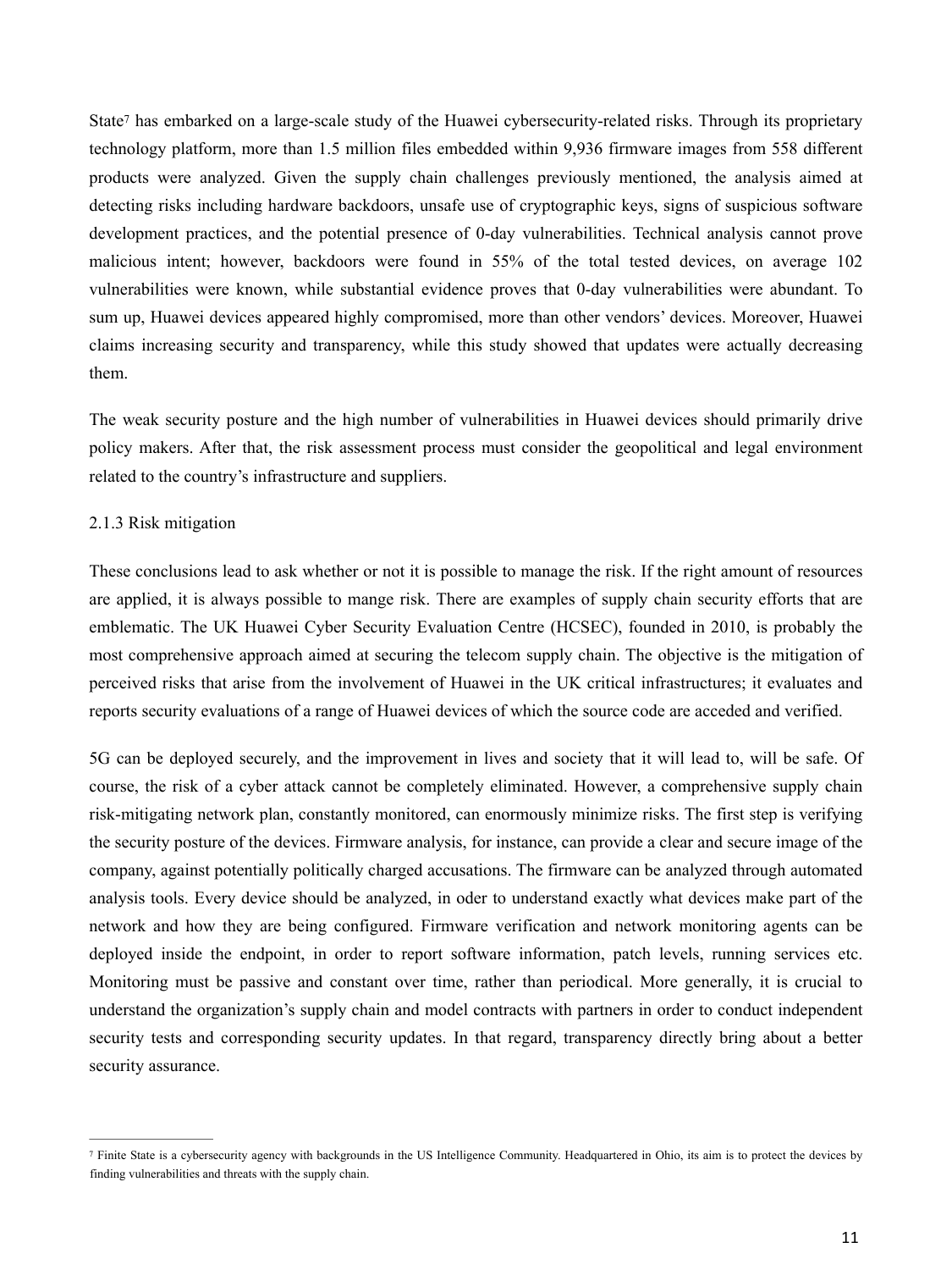State[7] has embarked on a large-scale study of the Huawei cybersecurity-related risks. Through its proprietary technology platform, more than 1.5 million files embedded within 9,936 firmware images from 558 different products were analyzed. Given the supply chain challenges previously mentioned, the analysis aimed at detecting risks including hardware backdoors, unsafe use of cryptographic keys, signs of suspicious software development practices, and the potential presence of 0-day vulnerabilities. Technical analysis cannot prove malicious intent; however, backdoors were found in 55% of the total tested devices, on average 102 vulnerabilities were known, while substantial evidence proves that 0-day vulnerabilities were abundant. To sum up, Huawei devices appeared highly compromised, more than other vendors' devices. Moreover, Huawei claims increasing security and transparency, while this study showed that updates were actually decreasing them.

The weak security posture and the high number of vulnerabilities in Huawei devices should primarily drive policy makers. After that, the risk assessment process must consider the geopolitical and legal environment related to the country's infrastructure and suppliers.

### 2.1.3 Risk mitigation

These conclusions lead to ask whether or not it is possible to manage the risk. If the right amount of resources are applied, it is always possible to mange risk. There are examples of supply chain security efforts that are emblematic. The UK Huawei Cyber Security Evaluation Centre (HCSEC), founded in 2010, is probably the most comprehensive approach aimed at securing the telecom supply chain. The objective is the mitigation of perceived risks that arise from the involvement of Huawei in the UK critical infrastructures; it evaluates and reports security evaluations of a range of Huawei devices of which the source code are acceded and verified.

5G can be deployed securely, and the improvement in lives and society that it will lead to, will be safe. Of course, the risk of a cyber attack cannot be completely eliminated. However, a comprehensive supply chain risk-mitigating network plan, constantly monitored, can enormously minimize risks. The first step is verifying the security posture of the devices. Firmware analysis, for instance, can provide a clear and secure image of the company, against potentially politically charged accusations. The firmware can be analyzed through automated analysis tools. Every device should be analyzed, in oder to understand exactly what devices make part of the network and how they are being configured. Firmware verification and network monitoring agents can be deployed inside the endpoint, in order to report software information, patch levels, running services etc. Monitoring must be passive and constant over time, rather than periodical. More generally, it is crucial to understand the organization's supply chain and model contracts with partners in order to conduct independent security tests and corresponding security updates. In that regard, transparency directly bring about a better security assurance.

---

[7] Finite State is a cybersecurity agency with backgrounds in the US Intelligence Community. Headquartered in Ohio, its aim is to protect the devices by finding vulnerabilities and threats with the supply chain.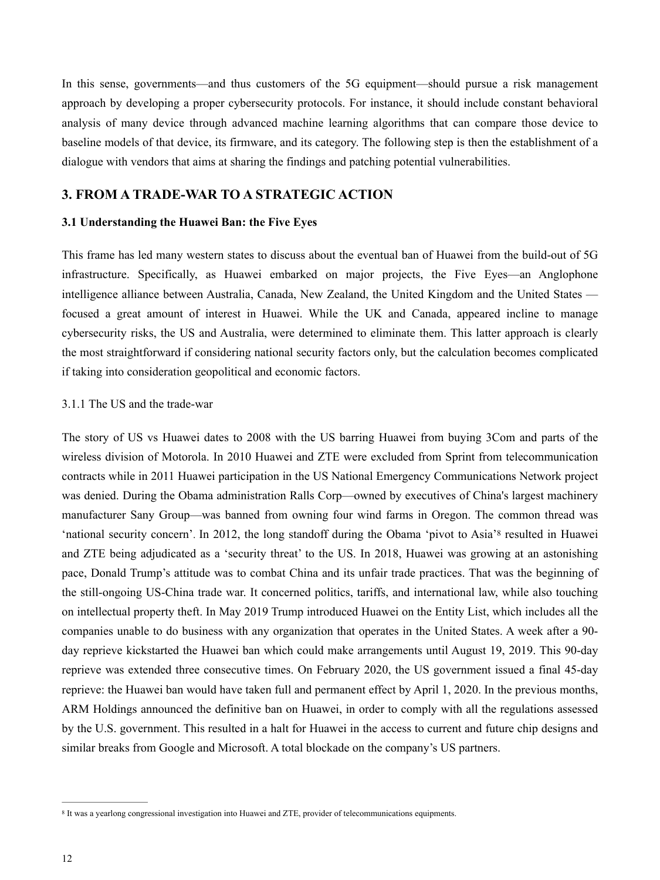In this sense, governments—and thus customers of the 5G equipment—should pursue a risk management approach by developing a proper cybersecurity protocols. For instance, it should include constant behavioral analysis of many device through advanced machine learning algorithms that can compare those device to baseline models of that device, its firmware, and its category. The following step is then the establishment of a dialogue with vendors that aims at sharing the findings and patching potential vulnerabilities.

## 3. FROM A TRADE-WAR TO A STRATEGIC ACTION

### 3.1 Understanding the Huawei Ban: the Five Eyes

This frame has led many western states to discuss about the eventual ban of Huawei from the build-out of 5G infrastructure. Specifically, as Huawei embarked on major projects, the Five Eyes—an Anglophone intelligence alliance between Australia, Canada, New Zealand, the United Kingdom and the United States — focused a great amount of interest in Huawei. While the UK and Canada, appeared incline to manage cybersecurity risks, the US and Australia, were determined to eliminate them. This latter approach is clearly the most straightforward if considering national security factors only, but the calculation becomes complicated if taking into consideration geopolitical and economic factors.

#### 3.1.1 The US and the trade-war

The story of US vs Huawei dates to 2008 with the US barring Huawei from buying 3Com and parts of the wireless division of Motorola. In 2010 Huawei and ZTE were excluded from Sprint from telecommunication contracts while in 2011 Huawei participation in the US National Emergency Communications Network project was denied. During the Obama administration Ralls Corp—owned by executives of China's largest machinery manufacturer Sany Group—was banned from owning four wind farms in Oregon. The common thread was 'national security concern'. In 2012, the long standoff during the Obama 'pivot to Asia'[8] resulted in Huawei and ZTE being adjudicated as a 'security threat' to the US. In 2018, Huawei was growing at an astonishing pace, Donald Trump's attitude was to combat China and its unfair trade practices. That was the beginning of the still-ongoing US-China trade war. It concerned politics, tariffs, and international law, while also touching on intellectual property theft. In May 2019 Trump introduced Huawei on the Entity List, which includes all the companies unable to do business with any organization that operates in the United States. A week after a 90-day reprieve kickstarted the Huawei ban which could make arrangements until August 19, 2019. This 90-day reprieve was extended three consecutive times. On February 2020, the US government issued a final 45-day reprieve: the Huawei ban would have taken full and permanent effect by April 1, 2020. In the previous months, ARM Holdings announced the definitive ban on Huawei, in order to comply with all the regulations assessed by the U.S. government. This resulted in a halt for Huawei in the access to current and future chip designs and similar breaks from Google and Microsoft. A total blockade on the company's US partners.

---

[8] It was a yearlong congressional investigation into Huawei and ZTE, provider of telecommunications equipments.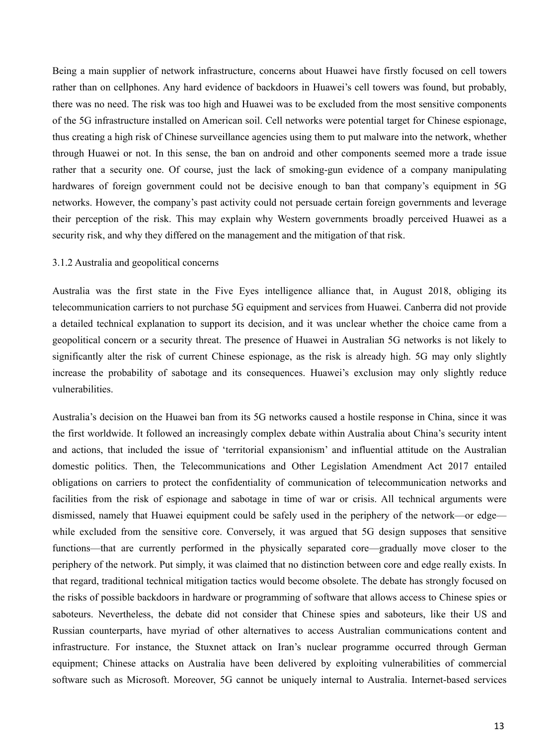Being a main supplier of network infrastructure, concerns about Huawei have firstly focused on cell towers rather than on cellphones. Any hard evidence of backdoors in Huawei's cell towers was found, but probably, there was no need. The risk was too high and Huawei was to be excluded from the most sensitive components of the 5G infrastructure installed on American soil. Cell networks were potential target for Chinese espionage, thus creating a high risk of Chinese surveillance agencies using them to put malware into the network, whether through Huawei or not. In this sense, the ban on android and other components seemed more a trade issue rather that a security one. Of course, just the lack of smoking-gun evidence of a company manipulating hardwares of foreign government could not be decisive enough to ban that company's equipment in 5G networks. However, the company's past activity could not persuade certain foreign governments and leverage their perception of the risk. This may explain why Western governments broadly perceived Huawei as a security risk, and why they differed on the management and the mitigation of that risk.

### 3.1.2 Australia and geopolitical concerns

Australia was the first state in the Five Eyes intelligence alliance that, in August 2018, obliging its telecommunication carriers to not purchase 5G equipment and services from Huawei. Canberra did not provide a detailed technical explanation to support its decision, and it was unclear whether the choice came from a geopolitical concern or a security threat. The presence of Huawei in Australian 5G networks is not likely to significantly alter the risk of current Chinese espionage, as the risk is already high. 5G may only slightly increase the probability of sabotage and its consequences. Huawei's exclusion may only slightly reduce vulnerabilities.

Australia's decision on the Huawei ban from its 5G networks caused a hostile response in China, since it was the first worldwide. It followed an increasingly complex debate within Australia about China's security intent and actions, that included the issue of 'territorial expansionism' and influential attitude on the Australian domestic politics. Then, the Telecommunications and Other Legislation Amendment Act 2017 entailed obligations on carriers to protect the confidentiality of communication of telecommunication networks and facilities from the risk of espionage and sabotage in time of war or crisis. All technical arguments were dismissed, namely that Huawei equipment could be safely used in the periphery of the network—or edge—while excluded from the sensitive core. Conversely, it was argued that 5G design supposes that sensitive functions—that are currently performed in the physically separated core—gradually move closer to the periphery of the network. Put simply, it was claimed that no distinction between core and edge really exists. In that regard, traditional technical mitigation tactics would become obsolete. The debate has strongly focused on the risks of possible backdoors in hardware or programming of software that allows access to Chinese spies or saboteurs. Nevertheless, the debate did not consider that Chinese spies and saboteurs, like their US and Russian counterparts, have myriad of other alternatives to access Australian communications content and infrastructure. For instance, the Stuxnet attack on Iran's nuclear programme occurred through German equipment; Chinese attacks on Australia have been delivered by exploiting vulnerabilities of commercial software such as Microsoft. Moreover, 5G cannot be uniquely internal to Australia. Internet-based services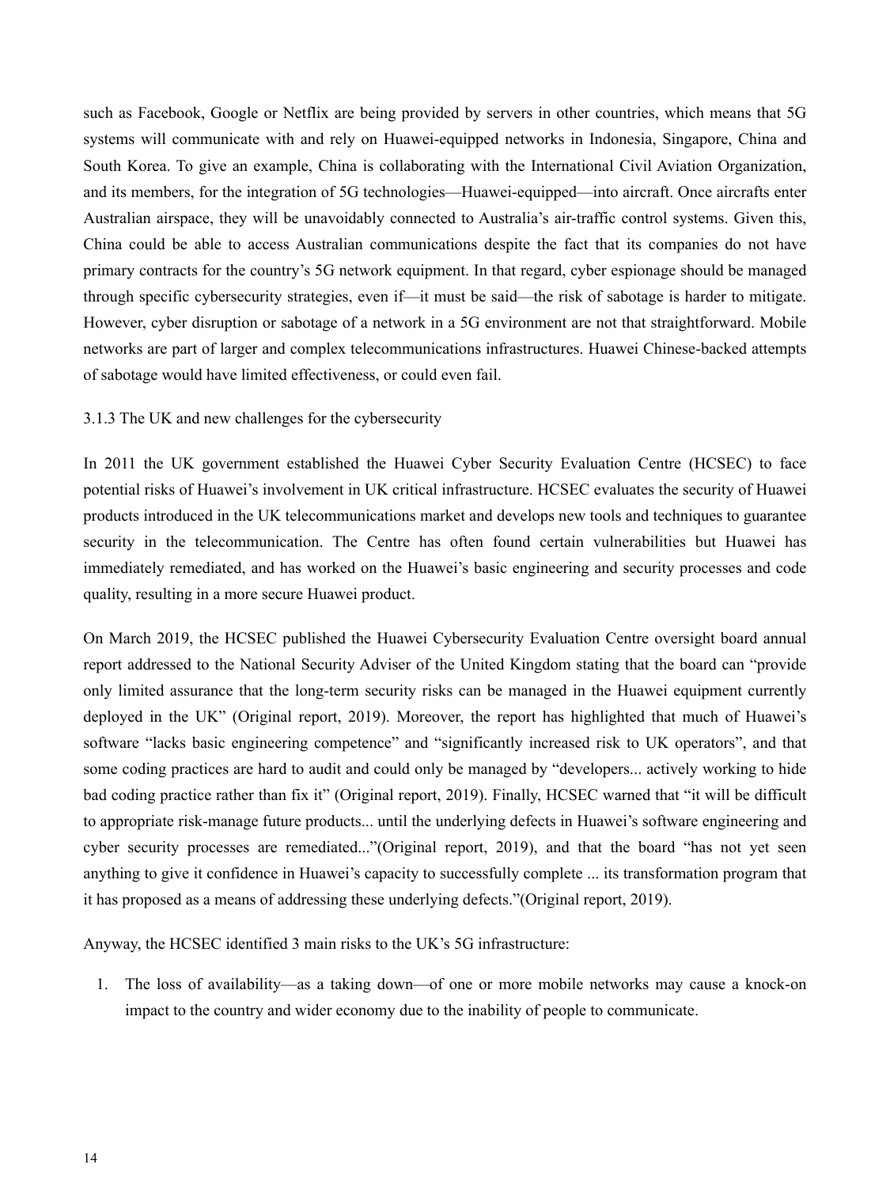such as Facebook, Google or Netflix are being provided by servers in other countries, which means that 5G systems will communicate with and rely on Huawei-equipped networks in Indonesia, Singapore, China and South Korea. To give an example, China is collaborating with the International Civil Aviation Organization, and its members, for the integration of 5G technologies—Huawei-equipped—into aircraft. Once aircrafts enter Australian airspace, they will be unavoidably connected to Australia's air-traffic control systems. Given this, China could be able to access Australian communications despite the fact that its companies do not have primary contracts for the country's 5G network equipment. In that regard, cyber espionage should be managed through specific cybersecurity strategies, even if—it must be said—the risk of sabotage is harder to mitigate. However, cyber disruption or sabotage of a network in a 5G environment are not that straightforward. Mobile networks are part of larger and complex telecommunications infrastructures. Huawei Chinese-backed attempts of sabotage would have limited effectiveness, or could even fail.

### 3.1.3 The UK and new challenges for the cybersecurity

In 2011 the UK government established the Huawei Cyber Security Evaluation Centre (HCSEC) to face potential risks of Huawei's involvement in UK critical infrastructure. HCSEC evaluates the security of Huawei products introduced in the UK telecommunications market and develops new tools and techniques to guarantee security in the telecommunication. The Centre has often found certain vulnerabilities but Huawei has immediately remediated, and has worked on the Huawei's basic engineering and security processes and code quality, resulting in a more secure Huawei product.

On March 2019, the HCSEC published the Huawei Cybersecurity Evaluation Centre oversight board annual report addressed to the National Security Adviser of the United Kingdom stating that the board can "provide only limited assurance that the long-term security risks can be managed in the Huawei equipment currently deployed in the UK" (Original report, 2019). Moreover, the report has highlighted that much of Huawei's software "lacks basic engineering competence" and "significantly increased risk to UK operators", and that some coding practices are hard to audit and could only be managed by "developers... actively working to hide bad coding practice rather than fix it" (Original report, 2019). Finally, HCSEC warned that "it will be difficult to appropriate risk-manage future products... until the underlying defects in Huawei's software engineering and cyber security processes are remediated..."(Original report, 2019), and that the board "has not yet seen anything to give it confidence in Huawei's capacity to successfully complete ... its transformation program that it has proposed as a means of addressing these underlying defects."(Original report, 2019).

Anyway, the HCSEC identified 3 main risks to the UK's 5G infrastructure:

1. The loss of availability—as a taking down—of one or more mobile networks may cause a knock-on impact to the country and wider economy due to the inability of people to communicate.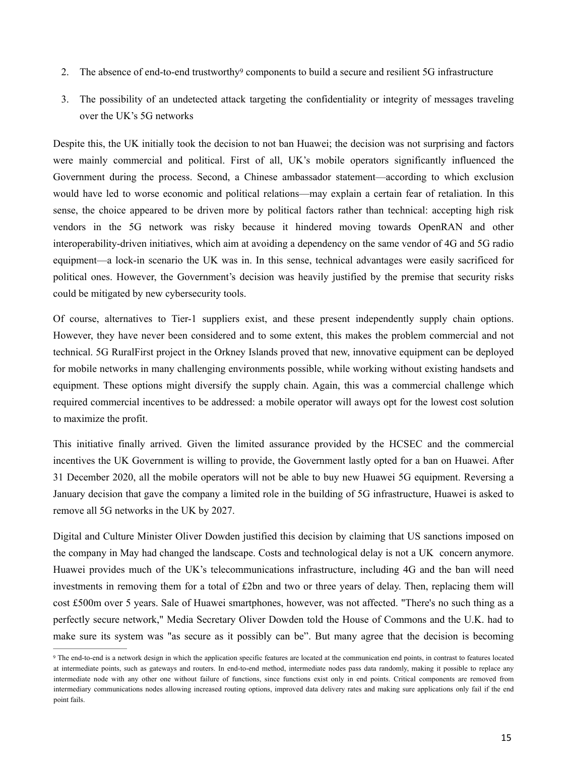2. The absence of end-to-end trustworthy[9] components to build a secure and resilient 5G infrastructure
3. The possibility of an undetected attack targeting the confidentiality or integrity of messages traveling over the UK's 5G networks

Despite this, the UK initially took the decision to not ban Huawei; the decision was not surprising and factors were mainly commercial and political. First of all, UK's mobile operators significantly influenced the Government during the process. Second, a Chinese ambassador statement—according to which exclusion would have led to worse economic and political relations—may explain a certain fear of retaliation. In this sense, the choice appeared to be driven more by political factors rather than technical: accepting high risk vendors in the 5G network was risky because it hindered moving towards OpenRAN and other interoperability-driven initiatives, which aim at avoiding a dependency on the same vendor of 4G and 5G radio equipment—a lock-in scenario the UK was in. In this sense, technical advantages were easily sacrificed for political ones. However, the Government's decision was heavily justified by the premise that security risks could be mitigated by new cybersecurity tools.

Of course, alternatives to Tier-1 suppliers exist, and these present independently supply chain options. However, they have never been considered and to some extent, this makes the problem commercial and not technical. 5G RuralFirst project in the Orkney Islands proved that new, innovative equipment can be deployed for mobile networks in many challenging environments possible, while working without existing handsets and equipment. These options might diversify the supply chain. Again, this was a commercial challenge which required commercial incentives to be addressed: a mobile operator will aways opt for the lowest cost solution to maximize the profit.

This initiative finally arrived. Given the limited assurance provided by the HCSEC and the commercial incentives the UK Government is willing to provide, the Government lastly opted for a ban on Huawei. After 31 December 2020, all the mobile operators will not be able to buy new Huawei 5G equipment. Reversing a January decision that gave the company a limited role in the building of 5G infrastructure, Huawei is asked to remove all 5G networks in the UK by 2027.

Digital and Culture Minister Oliver Dowden justified this decision by claiming that US sanctions imposed on the company in May had changed the landscape. Costs and technological delay is not a UK concern anymore. Huawei provides much of the UK's telecommunications infrastructure, including 4G and the ban will need investments in removing them for a total of £2bn and two or three years of delay. Then, replacing them will cost £500m over 5 years. Sale of Huawei smartphones, however, was not affected. "There's no such thing as a perfectly secure network," Media Secretary Oliver Dowden told the House of Commons and the U.K. had to make sure its system was "as secure as it possibly can be". But many agree that the decision is becoming

---

[9] The end-to-end is a network design in which the application specific features are located at the communication end points, in contrast to features located at intermediate points, such as gateways and routers. In end-to-end method, intermediate nodes pass data randomly, making it possible to replace any intermediate node with any other one without failure of functions, since functions exist only in end points. Critical components are removed from intermediary communications nodes allowing increased routing options, improved data delivery rates and making sure applications only fail if the end point fails.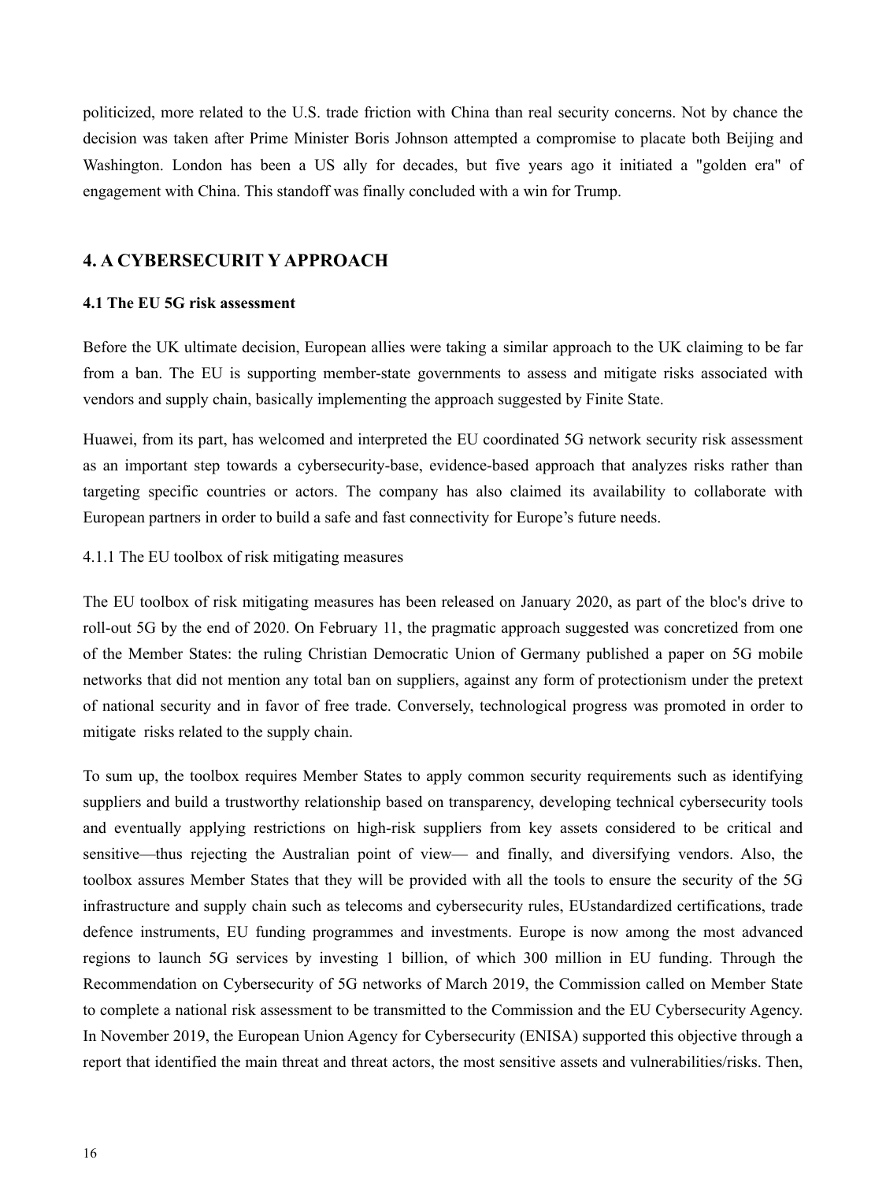politicized, more related to the U.S. trade friction with China than real security concerns. Not by chance the decision was taken after Prime Minister Boris Johnson attempted a compromise to placate both Beijing and Washington. London has been a US ally for decades, but five years ago it initiated a "golden era" of engagement with China. This standoff was finally concluded with a win for Trump.

## 4. A CYBERSECURIT Y APPROACH

### 4.1 The EU 5G risk assessment

Before the UK ultimate decision, European allies were taking a similar approach to the UK claiming to be far from a ban. The EU is supporting member-state governments to assess and mitigate risks associated with vendors and supply chain, basically implementing the approach suggested by Finite State.

Huawei, from its part, has welcomed and interpreted the EU coordinated 5G network security risk assessment as an important step towards a cybersecurity-base, evidence-based approach that analyzes risks rather than targeting specific countries or actors. The company has also claimed its availability to collaborate with European partners in order to build a safe and fast connectivity for Europe's future needs.

4.1.1 The EU toolbox of risk mitigating measures

The EU toolbox of risk mitigating measures has been released on January 2020, as part of the bloc's drive to roll-out 5G by the end of 2020. On February 11, the pragmatic approach suggested was concretized from one of the Member States: the ruling Christian Democratic Union of Germany published a paper on 5G mobile networks that did not mention any total ban on suppliers, against any form of protectionism under the pretext of national security and in favor of free trade. Conversely, technological progress was promoted in order to mitigate risks related to the supply chain.

To sum up, the toolbox requires Member States to apply common security requirements such as identifying suppliers and build a trustworthy relationship based on transparency, developing technical cybersecurity tools and eventually applying restrictions on high-risk suppliers from key assets considered to be critical and sensitive—thus rejecting the Australian point of view— and finally, and diversifying vendors. Also, the toolbox assures Member States that they will be provided with all the tools to ensure the security of the 5G infrastructure and supply chain such as telecoms and cybersecurity rules, EUstandardized certifications, trade defence instruments, EU funding programmes and investments. Europe is now among the most advanced regions to launch 5G services by investing 1 billion, of which 300 million in EU funding. Through the Recommendation on Cybersecurity of 5G networks of March 2019, the Commission called on Member State to complete a national risk assessment to be transmitted to the Commission and the EU Cybersecurity Agency. In November 2019, the European Union Agency for Cybersecurity (ENISA) supported this objective through a report that identified the main threat and threat actors, the most sensitive assets and vulnerabilities/risks. Then,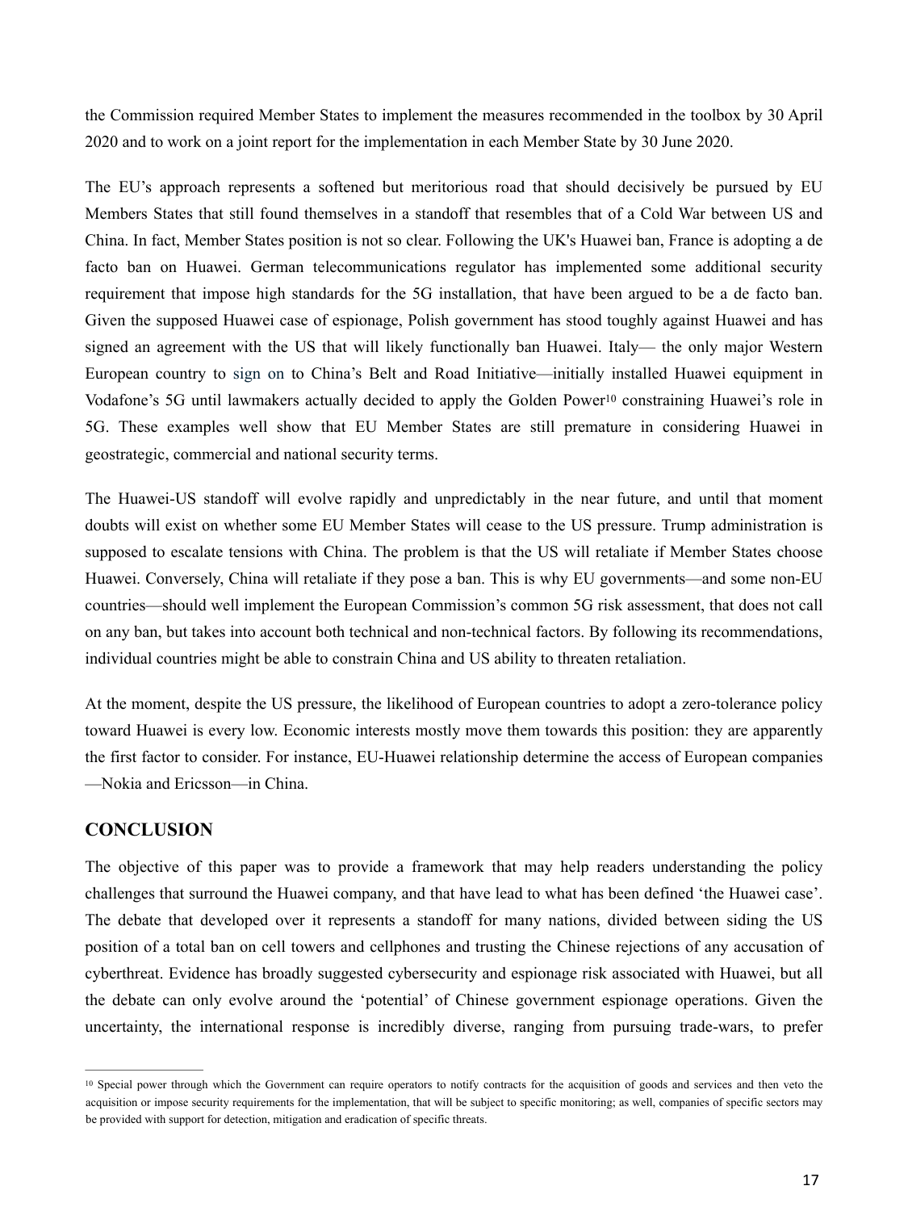the Commission required Member States to implement the measures recommended in the toolbox by 30 April 2020 and to work on a joint report for the implementation in each Member State by 30 June 2020.

The EU's approach represents a softened but meritorious road that should decisively be pursued by EU Members States that still found themselves in a standoff that resembles that of a Cold War between US and China. In fact, Member States position is not so clear. Following the UK's Huawei ban, France is adopting a de facto ban on Huawei. German telecommunications regulator has implemented some additional security requirement that impose high standards for the 5G installation, that have been argued to be a de facto ban. Given the supposed Huawei case of espionage, Polish government has stood toughly against Huawei and has signed an agreement with the US that will likely functionally ban Huawei. Italy— the only major Western European country to sign on to China's Belt and Road Initiative—initially installed Huawei equipment in Vodafone's 5G until lawmakers actually decided to apply the Golden Power[10] constraining Huawei's role in 5G. These examples well show that EU Member States are still premature in considering Huawei in geostrategic, commercial and national security terms.

The Huawei-US standoff will evolve rapidly and unpredictably in the near future, and until that moment doubts will exist on whether some EU Member States will cease to the US pressure. Trump administration is supposed to escalate tensions with China. The problem is that the US will retaliate if Member States choose Huawei. Conversely, China will retaliate if they pose a ban. This is why EU governments—and some non-EU countries—should well implement the European Commission's common 5G risk assessment, that does not call on any ban, but takes into account both technical and non-technical factors. By following its recommendations, individual countries might be able to constrain China and US ability to threaten retaliation.

At the moment, despite the US pressure, the likelihood of European countries to adopt a zero-tolerance policy toward Huawei is every low. Economic interests mostly move them towards this position: they are apparently the first factor to consider. For instance, EU-Huawei relationship determine the access of European companies —Nokia and Ericsson—in China.

## CONCLUSION

The objective of this paper was to provide a framework that may help readers understanding the policy challenges that surround the Huawei company, and that have lead to what has been defined 'the Huawei case'. The debate that developed over it represents a standoff for many nations, divided between siding the US position of a total ban on cell towers and cellphones and trusting the Chinese rejections of any accusation of cyberthreat. Evidence has broadly suggested cybersecurity and espionage risk associated with Huawei, but all the debate can only evolve around the 'potential' of Chinese government espionage operations. Given the uncertainty, the international response is incredibly diverse, ranging from pursuing trade-wars, to prefer

---

[10] Special power through which the Government can require operators to notify contracts for the acquisition of goods and services and then veto the acquisition or impose security requirements for the implementation, that will be subject to specific monitoring; as well, companies of specific sectors may be provided with support for detection, mitigation and eradication of specific threats.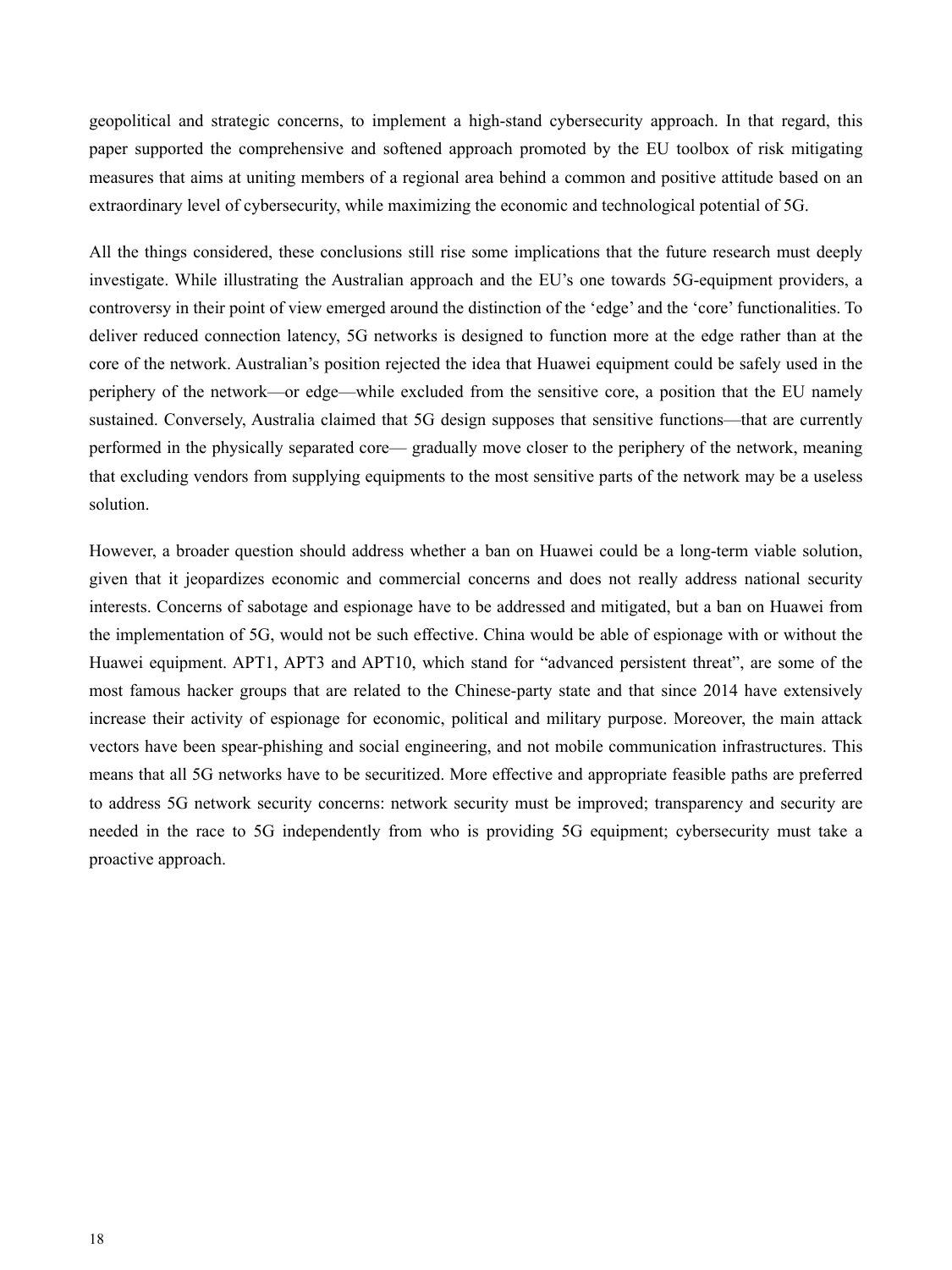geopolitical and strategic concerns, to implement a high-stand cybersecurity approach. In that regard, this paper supported the comprehensive and softened approach promoted by the EU toolbox of risk mitigating measures that aims at uniting members of a regional area behind a common and positive attitude based on an extraordinary level of cybersecurity, while maximizing the economic and technological potential of 5G.

All the things considered, these conclusions still rise some implications that the future research must deeply investigate. While illustrating the Australian approach and the EU's one towards 5G-equipment providers, a controversy in their point of view emerged around the distinction of the 'edge' and the 'core' functionalities. To deliver reduced connection latency, 5G networks is designed to function more at the edge rather than at the core of the network. Australian's position rejected the idea that Huawei equipment could be safely used in the periphery of the network—or edge—while excluded from the sensitive core, a position that the EU namely sustained. Conversely, Australia claimed that 5G design supposes that sensitive functions—that are currently performed in the physically separated core— gradually move closer to the periphery of the network, meaning that excluding vendors from supplying equipments to the most sensitive parts of the network may be a useless solution.

However, a broader question should address whether a ban on Huawei could be a long-term viable solution, given that it jeopardizes economic and commercial concerns and does not really address national security interests. Concerns of sabotage and espionage have to be addressed and mitigated, but a ban on Huawei from the implementation of 5G, would not be such effective. China would be able of espionage with or without the Huawei equipment. APT1, APT3 and APT10, which stand for "advanced persistent threat", are some of the most famous hacker groups that are related to the Chinese-party state and that since 2014 have extensively increase their activity of espionage for economic, political and military purpose. Moreover, the main attack vectors have been spear-phishing and social engineering, and not mobile communication infrastructures. This means that all 5G networks have to be securitized. More effective and appropriate feasible paths are preferred to address 5G network security concerns: network security must be improved; transparency and security are needed in the race to 5G independently from who is providing 5G equipment; cybersecurity must take a proactive approach.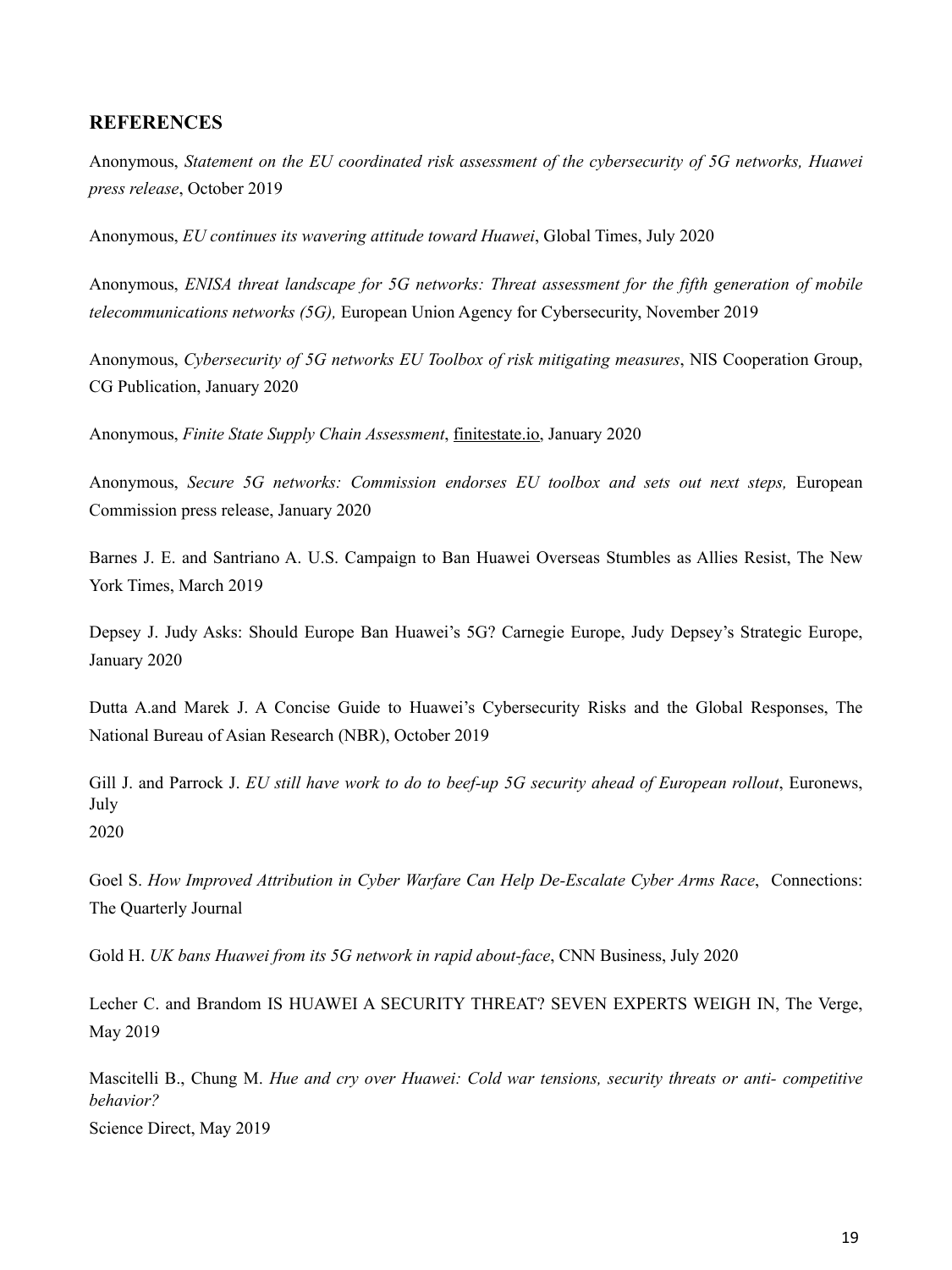## REFERENCES

Anonymous, *Statement on the EU coordinated risk assessment of the cybersecurity of 5G networks, Huawei press release*, October 2019

Anonymous, *EU continues its wavering attitude toward Huawei*, Global Times, July 2020

Anonymous, *ENISA threat landscape for 5G networks: Threat assessment for the fifth generation of mobile telecommunications networks (5G),* European Union Agency for Cybersecurity, November 2019

Anonymous, *Cybersecurity of 5G networks EU Toolbox of risk mitigating measures*, NIS Cooperation Group, CG Publication, January 2020

Anonymous, *Finite State Supply Chain Assessment*, finitestate.io, January 2020

Anonymous, *Secure 5G networks: Commission endorses EU toolbox and sets out next steps,* European Commission press release, January 2020

Barnes J. E. and Santriano A. U.S. Campaign to Ban Huawei Overseas Stumbles as Allies Resist, The New York Times, March 2019

Depsey J. Judy Asks: Should Europe Ban Huawei's 5G? Carnegie Europe, Judy Depsey's Strategic Europe, January 2020

Dutta A.and Marek J. A Concise Guide to Huawei's Cybersecurity Risks and the Global Responses, The National Bureau of Asian Research (NBR), October 2019

Gill J. and Parrock J. *EU still have work to do to beef-up 5G security ahead of European rollout*, Euronews, July 2020

Goel S. *How Improved Attribution in Cyber Warfare Can Help De-Escalate Cyber Arms Race*, Connections: The Quarterly Journal

Gold H. *UK bans Huawei from its 5G network in rapid about-face*, CNN Business, July 2020

Lecher C. and Brandom IS HUAWEI A SECURITY THREAT? SEVEN EXPERTS WEIGH IN, The Verge, May 2019

Mascitelli B., Chung M. *Hue and cry over Huawei: Cold war tensions, security threats or anti- competitive behavior?* Science Direct, May 2019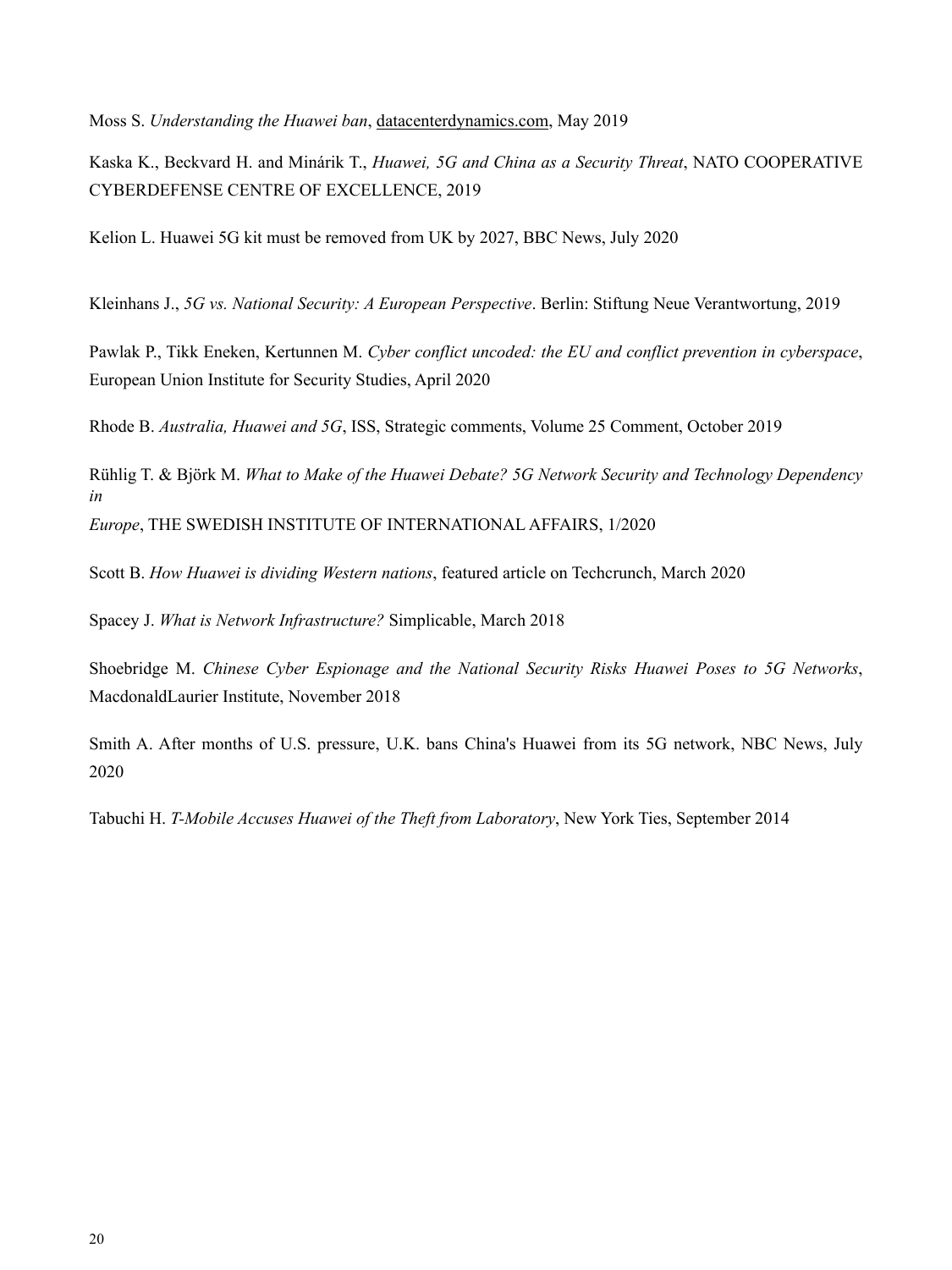Moss S. *Understanding the Huawei ban*, datacenterdynamics.com, May 2019

Kaska K., Beckvard H. and Minárik T., *Huawei, 5G and China as a Security Threat*, NATO COOPERATIVE CYBERDEFENSE CENTRE OF EXCELLENCE, 2019

Kelion L. Huawei 5G kit must be removed from UK by 2027, BBC News, July 2020

Kleinhans J., *5G vs. National Security: A European Perspective*. Berlin: Stiftung Neue Verantwortung, 2019

Pawlak P., Tikk Eneken, Kertunnen M. *Cyber conflict uncoded: the EU and conflict prevention in cyberspace*, European Union Institute for Security Studies, April 2020

Rhode B. *Australia, Huawei and 5G*, ISS, Strategic comments, Volume 25 Comment, October 2019

Rühlig T. & Björk M. *What to Make of the Huawei Debate? 5G Network Security and Technology Dependency in Europe*, THE SWEDISH INSTITUTE OF INTERNATIONAL AFFAIRS, 1/2020

Scott B. *How Huawei is dividing Western nations*, featured article on Techcrunch, March 2020

Spacey J. *What is Network Infrastructure?* Simplicable, March 2018

Shoebridge M. *Chinese Cyber Espionage and the National Security Risks Huawei Poses to 5G Networks*, MacdonaldLaurier Institute, November 2018

Smith A. After months of U.S. pressure, U.K. bans China's Huawei from its 5G network, NBC News, July 2020

Tabuchi H. *T-Mobile Accuses Huawei of the Theft from Laboratory*, New York Ties, September 2014